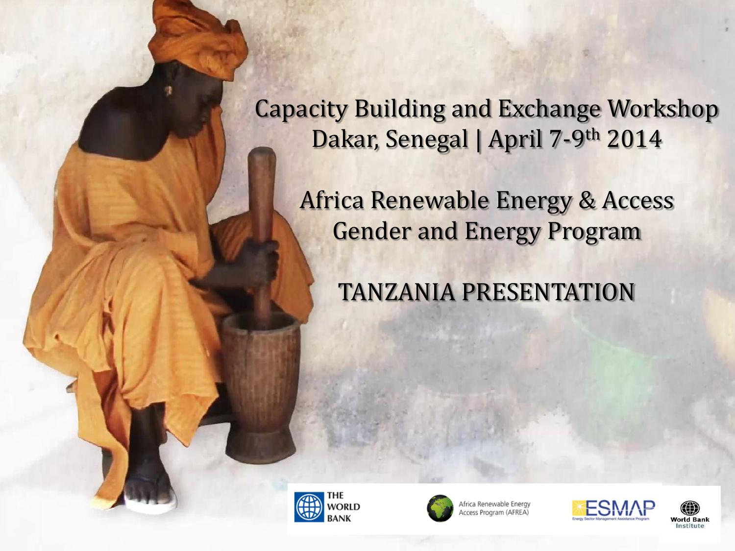# Capacity Building and Exchange Workshop

Dakar, Senegal | April 7-9th 2014

## Africa Renewable Energy & Access Gender and Energy Program

## TANZANIA PRESENTATION

THE WORLD BANK

Africa Renewable Energy Access Program (AFREA)

ESMAP Energy Sector Management Assistance Program

World Bank Institute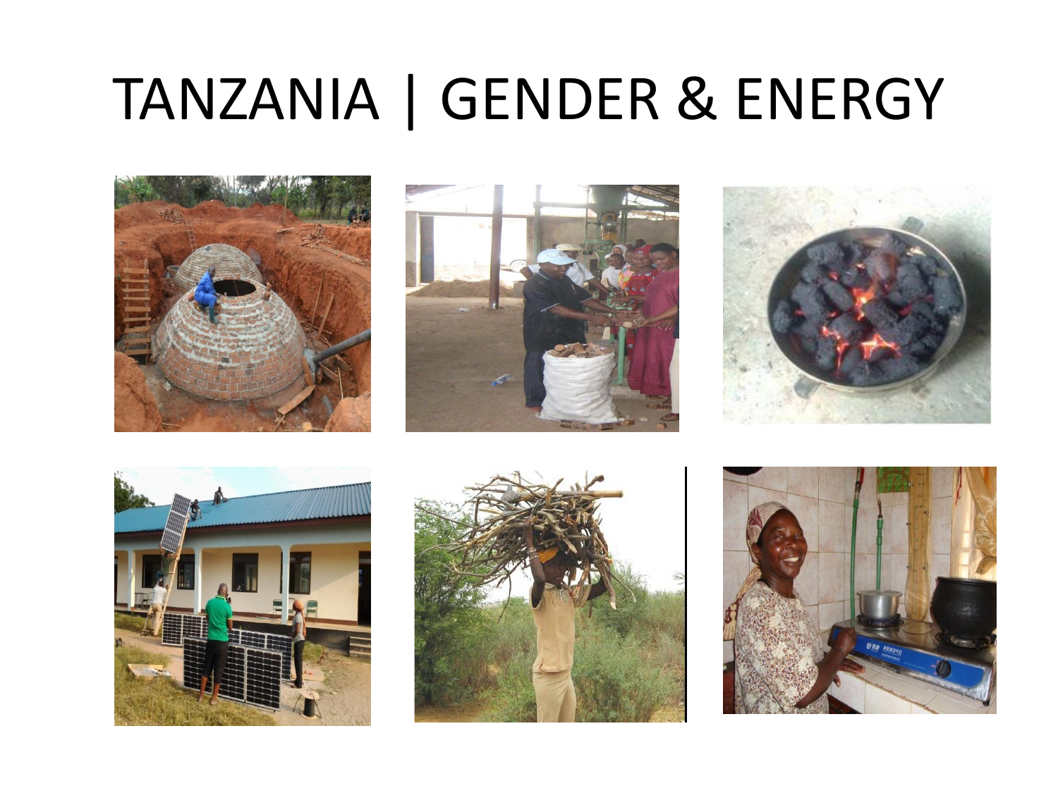# TANZANIA | GENDER & ENERGY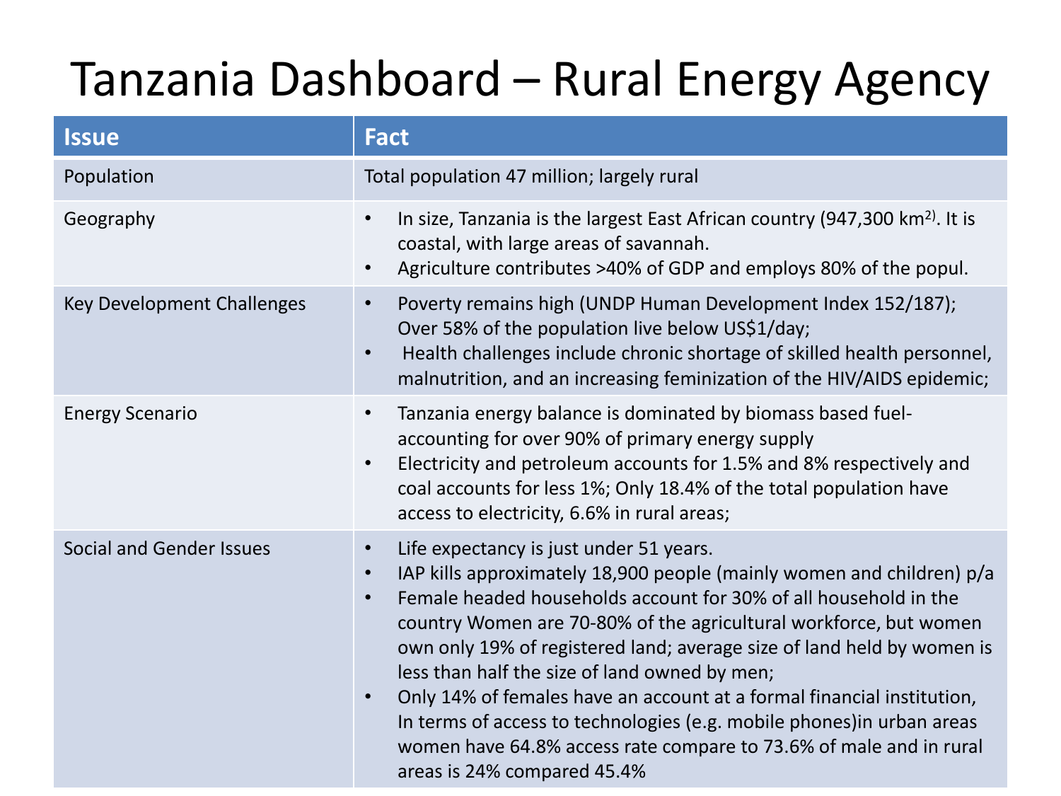# Tanzania Dashboard – Rural Energy Agency

| Issue | Fact |
|---|---|
| Population | Total population 47 million; largely rural |
| Geography | • In size, Tanzania is the largest East African country (947,300 km$^2$). It is coastal, with large areas of savannah.<br>• Agriculture contributes >40% of GDP and employs 80% of the popul. |
| Key Development Challenges | • Poverty remains high (UNDP Human Development Index 152/187); Over 58% of the population live below US$1/day;<br>• Health challenges include chronic shortage of skilled health personnel, malnutrition, and an increasing feminization of the HIV/AIDS epidemic; |
| Energy Scenario | • Tanzania energy balance is dominated by biomass based fuel-accounting for over 90% of primary energy supply<br>• Electricity and petroleum accounts for 1.5% and 8% respectively and coal accounts for less 1%; Only 18.4% of the total population have access to electricity, 6.6% in rural areas; |
| Social and Gender Issues | • Life expectancy is just under 51 years.<br>• IAP kills approximately 18,900 people (mainly women and children) p/a<br>• Female headed households account for 30% of all household in the country Women are 70-80% of the agricultural workforce, but women own only 19% of registered land; average size of land held by women is less than half the size of land owned by men;<br>• Only 14% of females have an account at a formal financial institution, In terms of access to technologies (e.g. mobile phones)in urban areas women have 64.8% access rate compare to 73.6% of male and in rural areas is 24% compared 45.4% |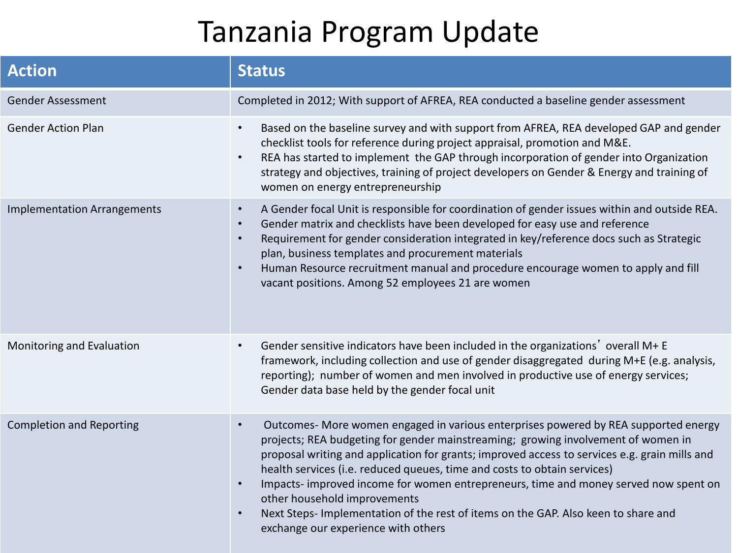# Tanzania Program Update

| Action | Status |
|---|---|
| Gender Assessment | Completed in 2012; With support of AFREA, REA conducted a baseline gender assessment |
| Gender Action Plan | • Based on the baseline survey and with support from AFREA, REA developed GAP and gender checklist tools for reference during project appraisal, promotion and M&E.<br>• REA has started to implement the GAP through incorporation of gender into Organization strategy and objectives, training of project developers on Gender & Energy and training of women on energy entrepreneurship |
| Implementation Arrangements | • A Gender focal Unit is responsible for coordination of gender issues within and outside REA.<br>• Gender matrix and checklists have been developed for easy use and reference<br>• Requirement for gender consideration integrated in key/reference docs such as Strategic plan, business templates and procurement materials<br>• Human Resource recruitment manual and procedure encourage women to apply and fill vacant positions. Among 52 employees 21 are women |
| Monitoring and Evaluation | • Gender sensitive indicators have been included in the organizations' overall M+ E framework, including collection and use of gender disaggregated during M+E (e.g. analysis, reporting); number of women and men involved in productive use of energy services; Gender data base held by the gender focal unit |
| Completion and Reporting | • Outcomes- More women engaged in various enterprises powered by REA supported energy projects; REA budgeting for gender mainstreaming; growing involvement of women in proposal writing and application for grants; improved access to services e.g. grain mills and health services (i.e. reduced queues, time and costs to obtain services)<br>• Impacts- improved income for women entrepreneurs, time and money served now spent on other household improvements<br>• Next Steps- Implementation of the rest of items on the GAP. Also keen to share and exchange our experience with others |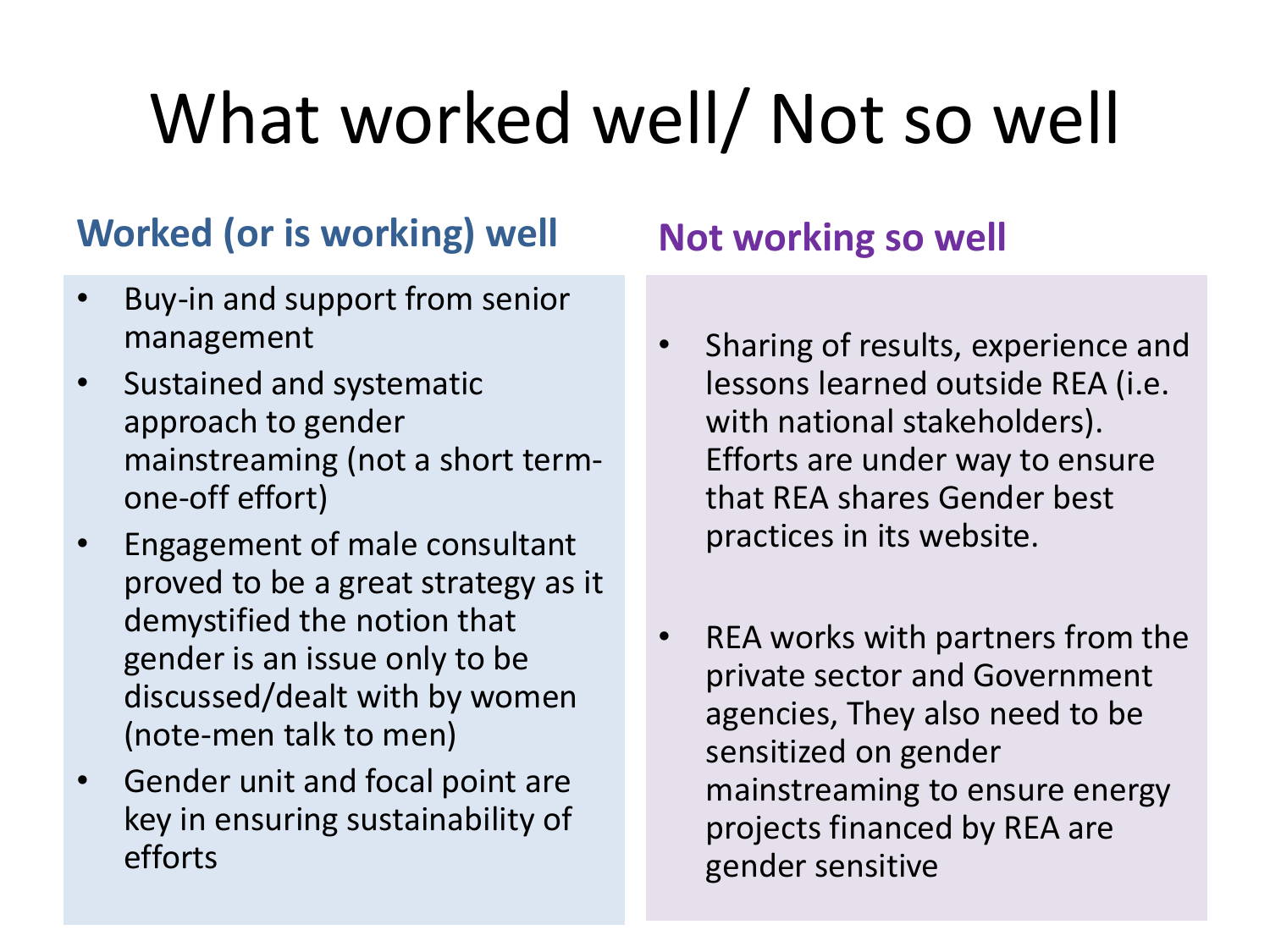# What worked well/ Not so well

## Worked (or is working) well

- Buy-in and support from senior management
- Sustained and systematic approach to gender mainstreaming (not a short term-one-off effort)
- Engagement of male consultant proved to be a great strategy as it demystified the notion that gender is an issue only to be discussed/dealt with by women (note-men talk to men)
- Gender unit and focal point are key in ensuring sustainability of efforts

## Not working so well

- Sharing of results, experience and lessons learned outside REA (i.e. with national stakeholders). Efforts are under way to ensure that REA shares Gender best practices in its website.
- REA works with partners from the private sector and Government agencies, They also need to be sensitized on gender mainstreaming to ensure energy projects financed by REA are gender sensitive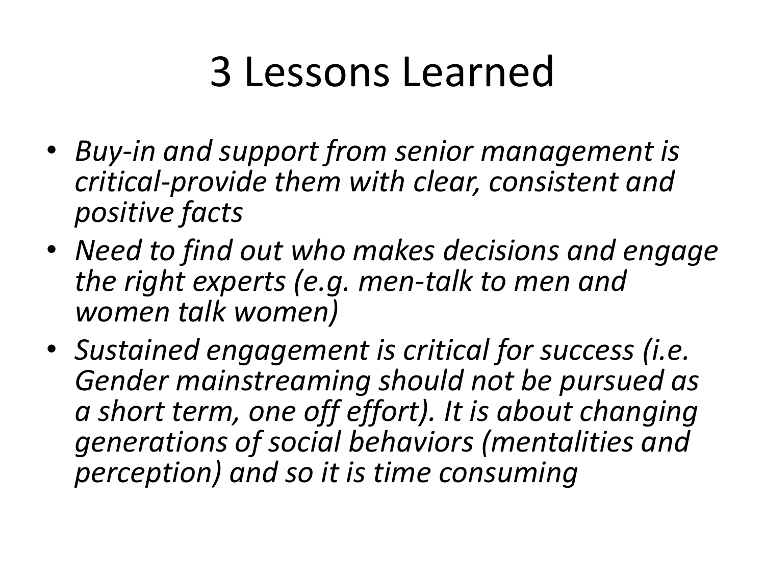# 3 Lessons Learned

- *Buy-in and support from senior management is critical-provide them with clear, consistent and positive facts*
- *Need to find out who makes decisions and engage the right experts (e.g. men-talk to men and women talk women)*
- *Sustained engagement is critical for success (i.e. Gender mainstreaming should not be pursued as a short term, one off effort). It is about changing generations of social behaviors (mentalities and perception) and so it is time consuming*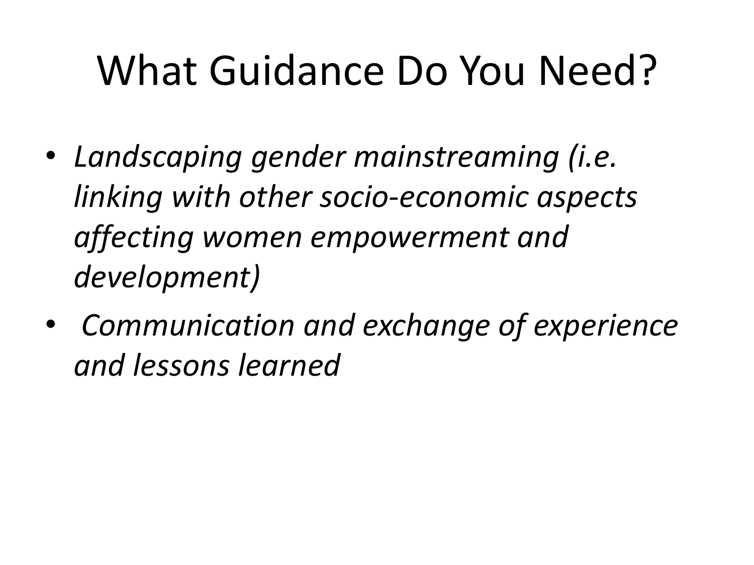# What Guidance Do You Need?

- *Landscaping gender mainstreaming (i.e. linking with other socio-economic aspects affecting women empowerment and development)*
- *Communication and exchange of experience and lessons learned*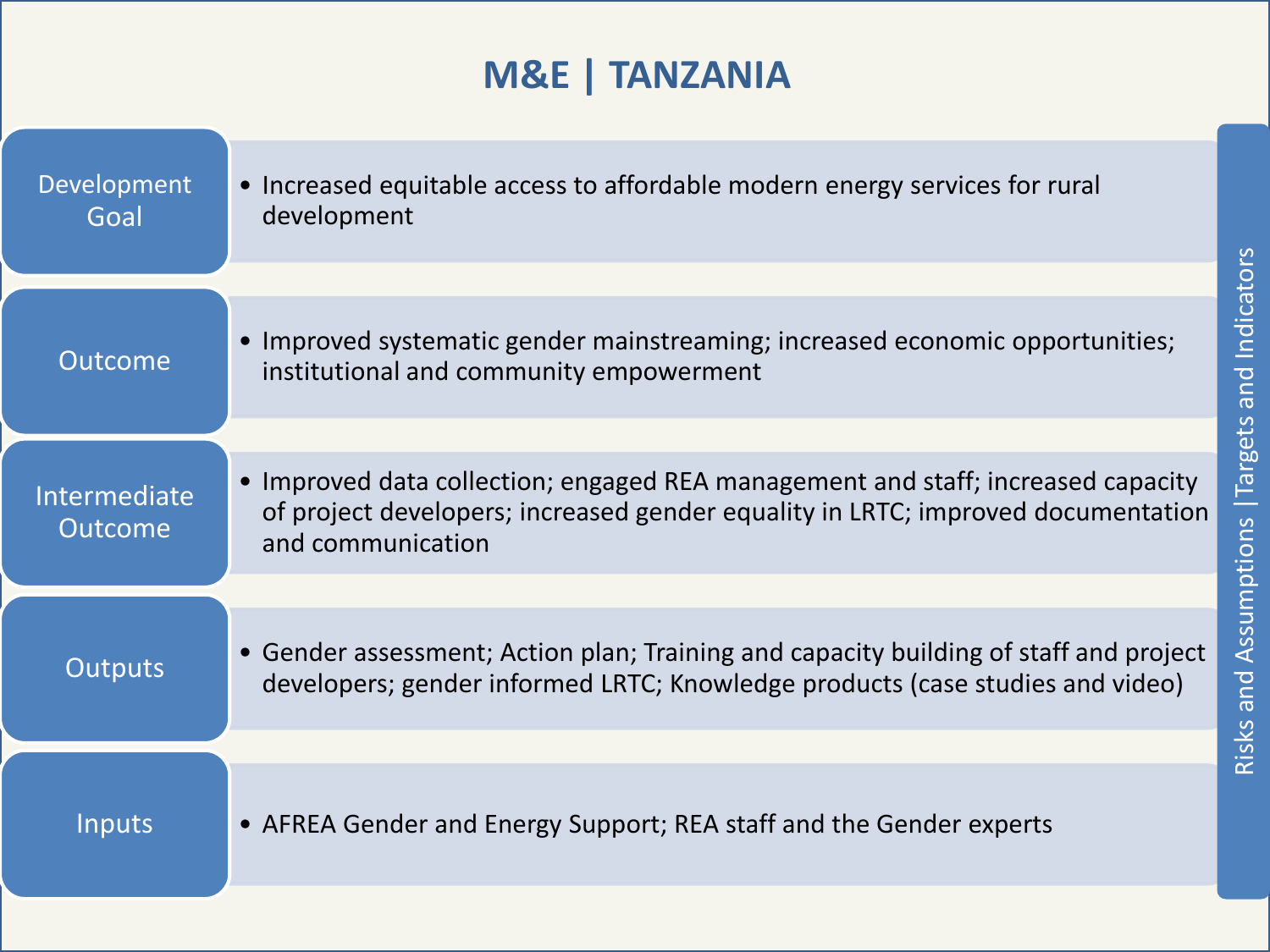# M&E | TANZANIA

| Level | Description |
| --- | --- |
| Development Goal | Increased equitable access to affordable modern energy services for rural development |
| Outcome | Improved systematic gender mainstreaming; increased economic opportunities; institutional and community empowerment |
| Intermediate Outcome | Improved data collection; engaged REA management and staff; increased capacity of project developers; increased gender equality in LRTC; improved documentation and communication |
| Outputs | Gender assessment; Action plan; Training and capacity building of staff and project developers; gender informed LRTC; Knowledge products (case studies and video) |
| Inputs | AFREA Gender and Energy Support; REA staff and the Gender experts |

Risks and Assumptions | Targets and Indicators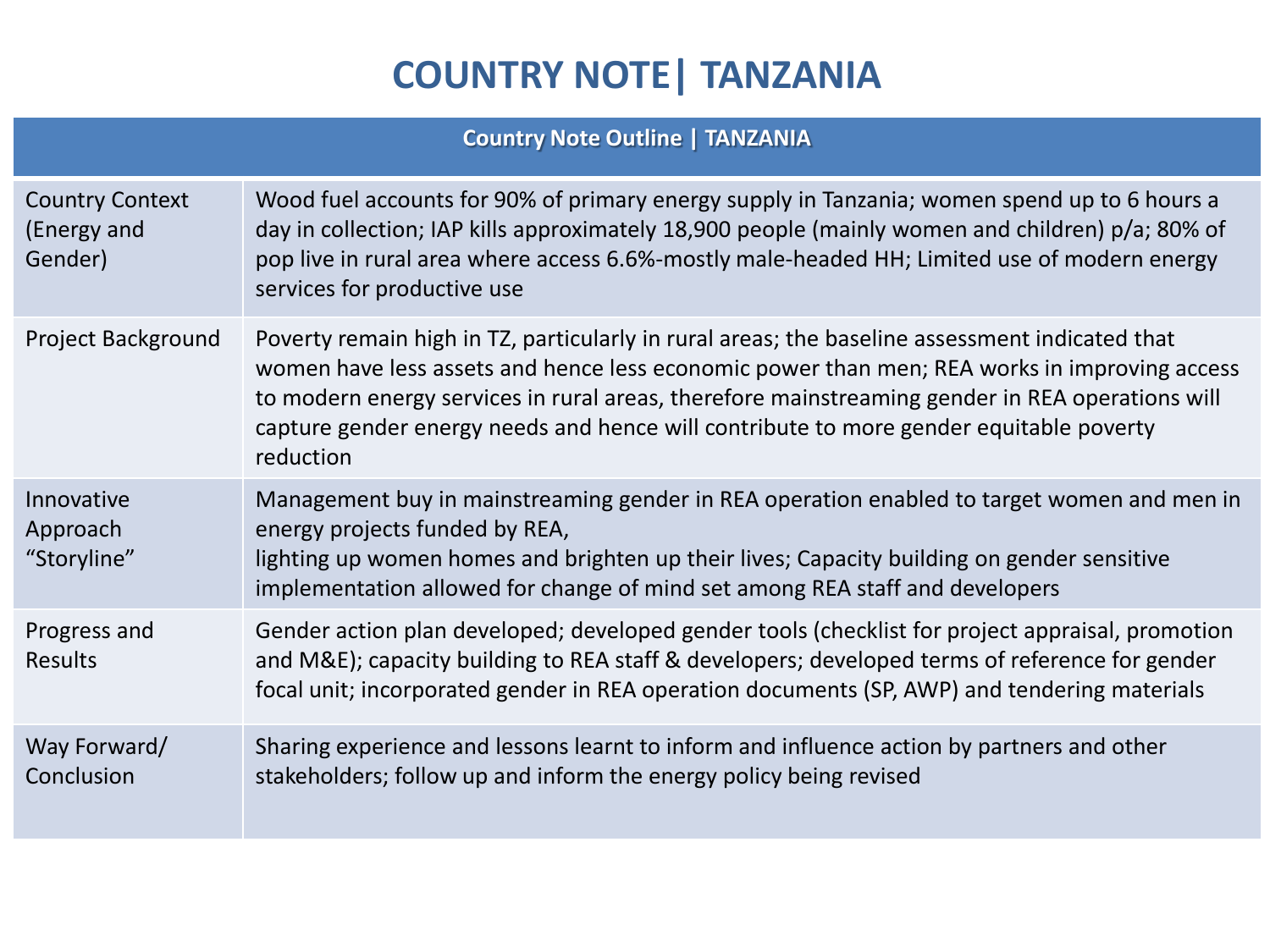# COUNTRY NOTE| TANZANIA

| Country Note Outline \| TANZANIA | |
|---|---|
| Country Context (Energy and Gender) | Wood fuel accounts for 90% of primary energy supply in Tanzania; women spend up to 6 hours a day in collection; IAP kills approximately 18,900 people (mainly women and children) p/a; 80% of pop live in rural area where access 6.6%-mostly male-headed HH; Limited use of modern energy services for productive use |
| Project Background | Poverty remain high in TZ, particularly in rural areas; the baseline assessment indicated that women have less assets and hence less economic power than men; REA works in improving access to modern energy services in rural areas, therefore mainstreaming gender in REA operations will capture gender energy needs and hence will contribute to more gender equitable poverty reduction |
| Innovative Approach "Storyline" | Management buy in mainstreaming gender in REA operation enabled to target women and men in energy projects funded by REA, lighting up women homes and brighten up their lives; Capacity building on gender sensitive implementation allowed for change of mind set among REA staff and developers |
| Progress and Results | Gender action plan developed; developed gender tools (checklist for project appraisal, promotion and M&E); capacity building to REA staff & developers; developed terms of reference for gender focal unit; incorporated gender in REA operation documents (SP, AWP) and tendering materials |
| Way Forward/ Conclusion | Sharing experience and lessons learnt to inform and influence action by partners and other stakeholders; follow up and inform the energy policy being revised |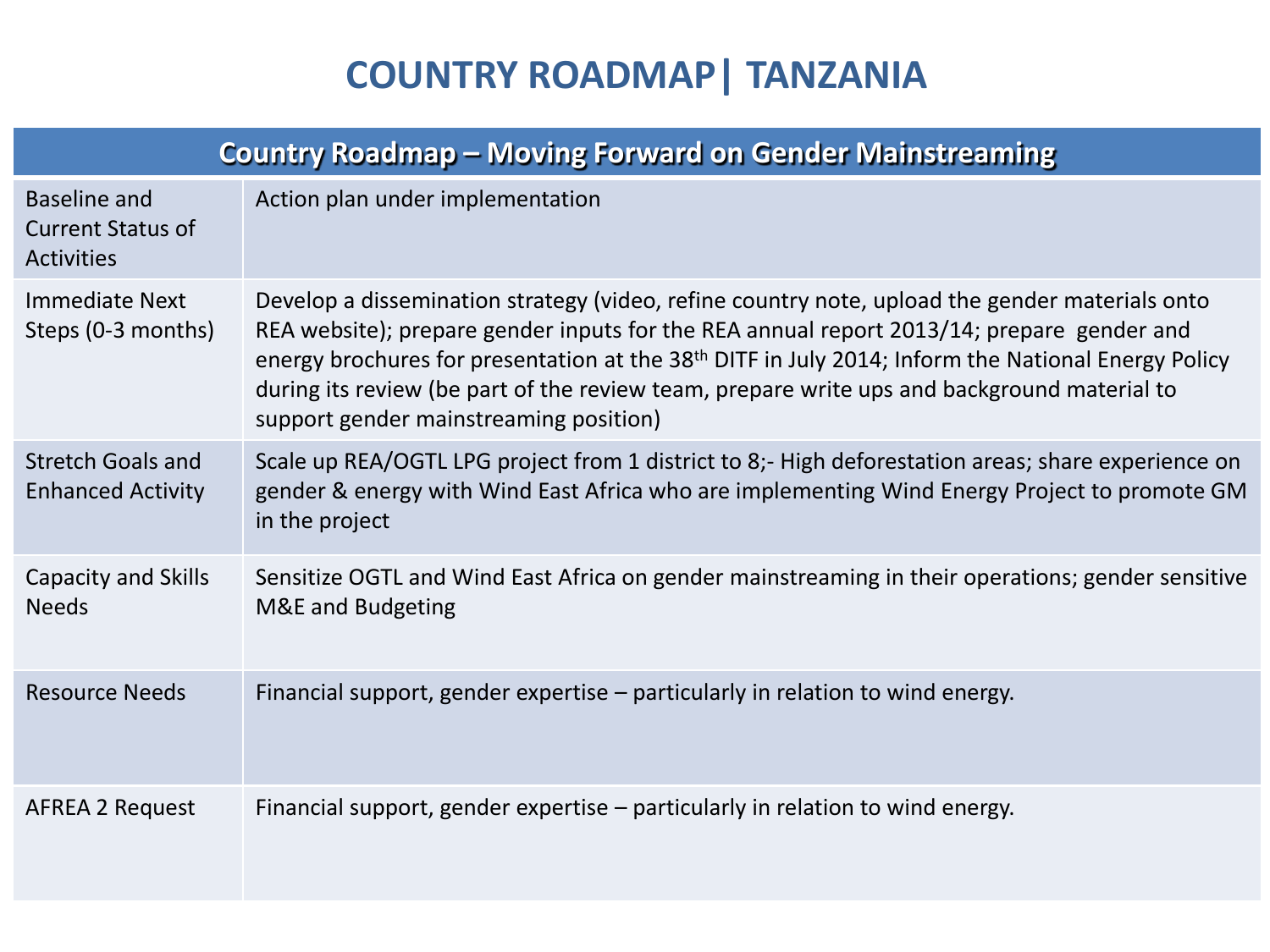# COUNTRY ROADMAP| TANZANIA

| Country Roadmap – Moving Forward on Gender Mainstreaming | |
|---|---|
| Baseline and Current Status of Activities | Action plan under implementation |
| Immediate Next Steps (0-3 months) | Develop a dissemination strategy (video, refine country note, upload the gender materials onto REA website); prepare gender inputs for the REA annual report 2013/14; prepare gender and energy brochures for presentation at the 38th DITF in July 2014; Inform the National Energy Policy during its review (be part of the review team, prepare write ups and background material to support gender mainstreaming position) |
| Stretch Goals and Enhanced Activity | Scale up REA/OGTL LPG project from 1 district to 8;- High deforestation areas; share experience on gender & energy with Wind East Africa who are implementing Wind Energy Project to promote GM in the project |
| Capacity and Skills Needs | Sensitize OGTL and Wind East Africa on gender mainstreaming in their operations; gender sensitive M&E and Budgeting |
| Resource Needs | Financial support, gender expertise – particularly in relation to wind energy. |
| AFREA 2 Request | Financial support, gender expertise – particularly in relation to wind energy. |